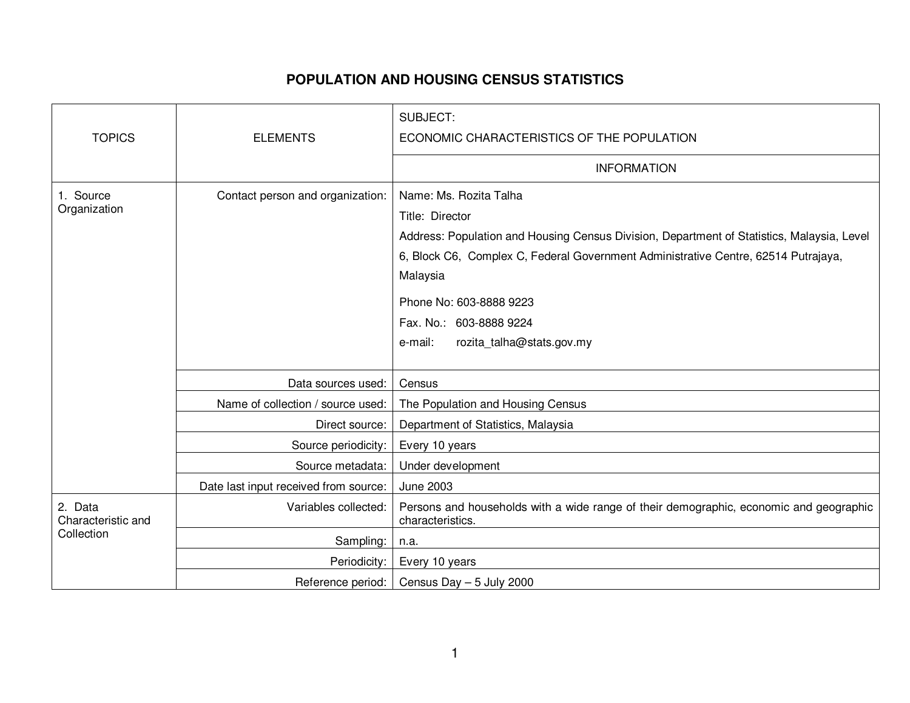# POPULATION AND HOUSING CENSUS STATISTICS

| TOPICS | ELEMENTS | SUBJECT: ECONOMIC CHARACTERISTICS OF THE POPULATION |
|---|---|---|
| | | INFORMATION |
| 1. Source Organization | Contact person and organization: | Name: Ms. Rozita Talha<br>Title: Director<br>Address: Population and Housing Census Division, Department of Statistics, Malaysia, Level 6, Block C6, Complex C, Federal Government Administrative Centre, 62514 Putrajaya, Malaysia<br>Phone No: 603-8888 9223<br>Fax. No.: 603-8888 9224<br>e-mail: rozita_talha@stats.gov.my |
| | Data sources used: | Census |
| | Name of collection / source used: | The Population and Housing Census |
| | Direct source: | Department of Statistics, Malaysia |
| | Source periodicity: | Every 10 years |
| | Source metadata: | Under development |
| | Date last input received from source: | June 2003 |
| 2. Data Characteristic and Collection | Variables collected: | Persons and households with a wide range of their demographic, economic and geographic characteristics. |
| | Sampling: | n.a. |
| | Periodicity: | Every 10 years |
| | Reference period: | Census Day – 5 July 2000 |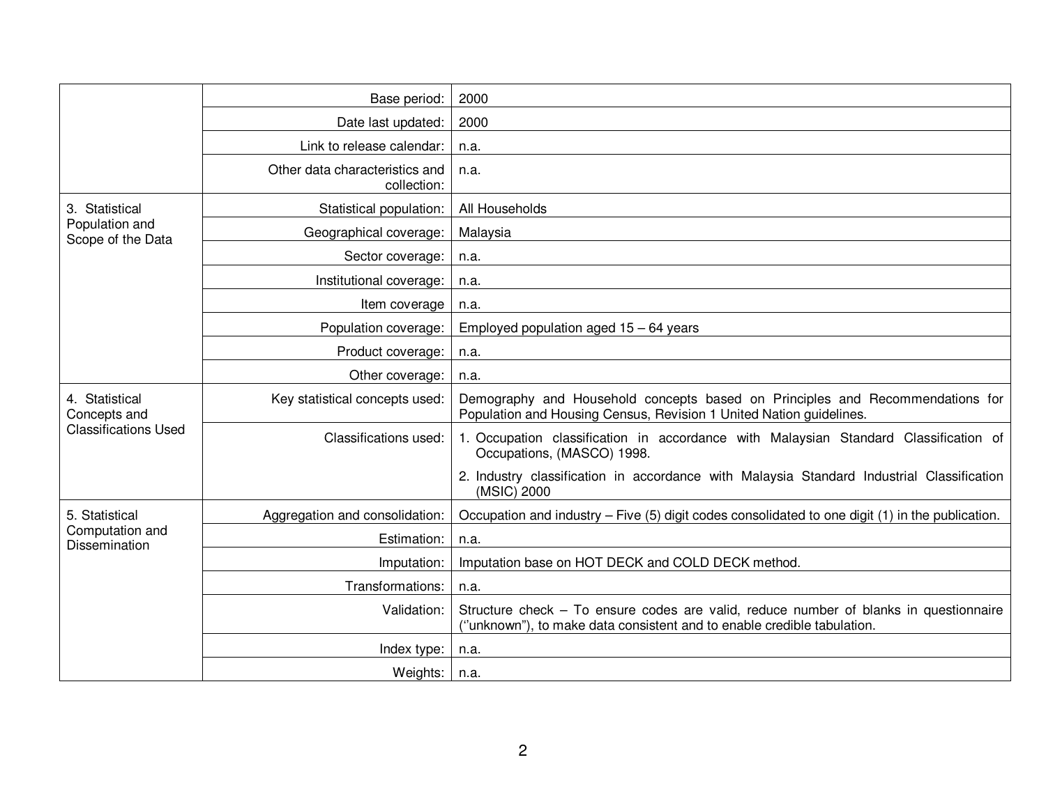| | | |
|---|---|---|
| | Base period: | 2000 |
| | Date last updated: | 2000 |
| | Link to release calendar: | n.a. |
| | Other data characteristics and collection: | n.a. |
| 3. Statistical Population and Scope of the Data | Statistical population: | All Households |
| | Geographical coverage: | Malaysia |
| | Sector coverage: | n.a. |
| | Institutional coverage: | n.a. |
| | Item coverage | n.a. |
| | Population coverage: | Employed population aged 15 – 64 years |
| | Product coverage: | n.a. |
| | Other coverage: | n.a. |
| 4. Statistical Concepts and Classifications Used | Key statistical concepts used: | Demography and Household concepts based on Principles and Recommendations for Population and Housing Census, Revision 1 United Nation guidelines. |
| | Classifications used: | 1. Occupation classification in accordance with Malaysian Standard Classification of Occupations, (MASCO) 1998.<br>2. Industry classification in accordance with Malaysia Standard Industrial Classification (MSIC) 2000 |
| 5. Statistical Computation and Dissemination | Aggregation and consolidation: | Occupation and industry – Five (5) digit codes consolidated to one digit (1) in the publication. |
| | Estimation: | n.a. |
| | Imputation: | Imputation base on HOT DECK and COLD DECK method. |
| | Transformations: | n.a. |
| | Validation: | Structure check – To ensure codes are valid, reduce number of blanks in questionnaire (''unknown"), to make data consistent and to enable credible tabulation. |
| | Index type: | n.a. |
| | Weights: | n.a. |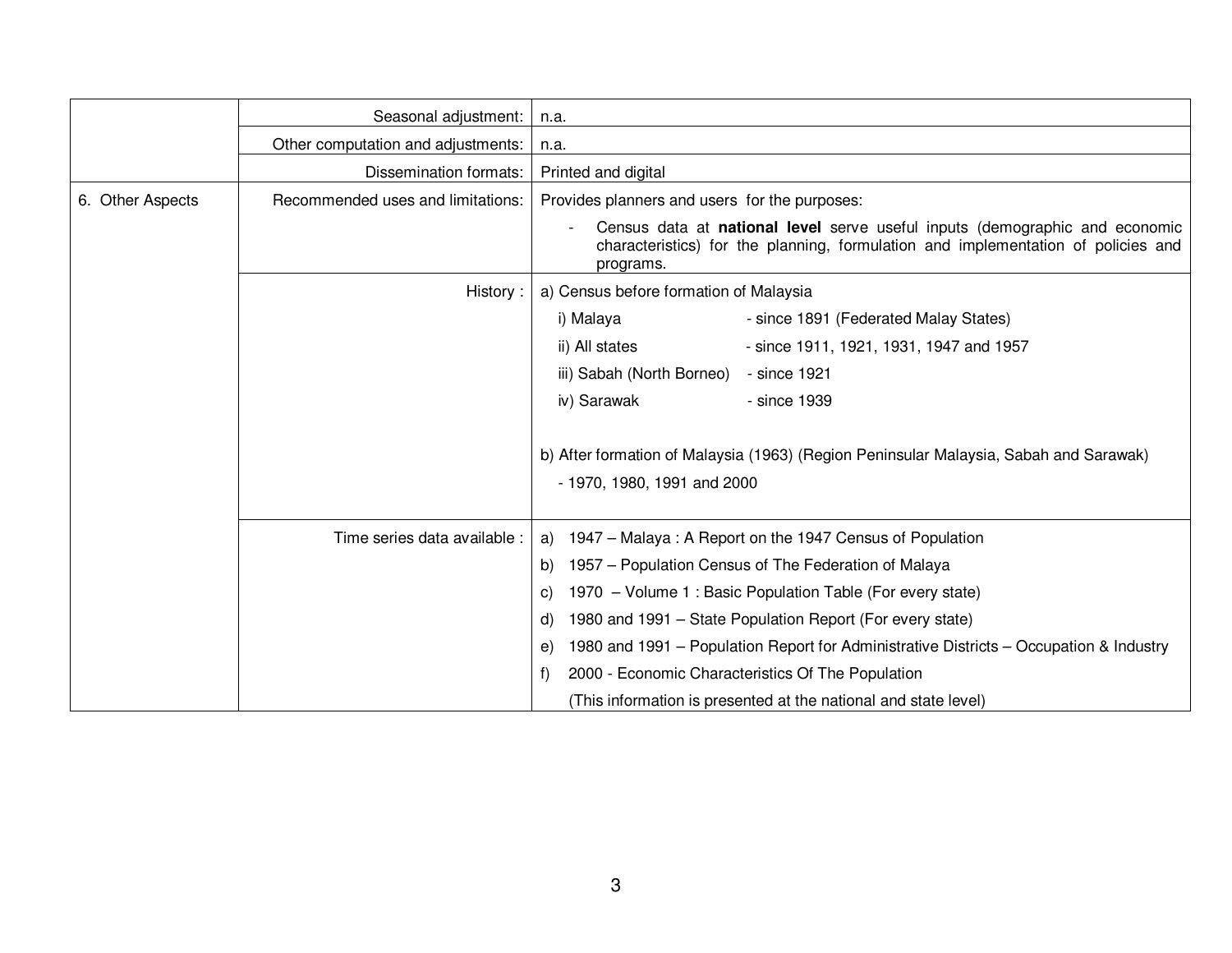| | | |
|---|---|---|
| | Seasonal adjustment: | n.a. |
| | Other computation and adjustments: | n.a. |
| | Dissemination formats: | Printed and digital |
| 6. Other Aspects | Recommended uses and limitations: | Provides planners and users for the purposes:<br>- Census data at **national level** serve useful inputs (demographic and economic characteristics) for the planning, formulation and implementation of policies and programs. |
| | History : | a) Census before formation of Malaysia<br>i) Malaya - since 1891 (Federated Malay States)<br>ii) All states - since 1911, 1921, 1931, 1947 and 1957<br>iii) Sabah (North Borneo) - since 1921<br>iv) Sarawak - since 1939<br><br>b) After formation of Malaysia (1963) (Region Peninsular Malaysia, Sabah and Sarawak)<br>- 1970, 1980, 1991 and 2000 |
| | Time series data available : | a) 1947 – Malaya : A Report on the 1947 Census of Population<br>b) 1957 – Population Census of The Federation of Malaya<br>c) 1970 – Volume 1 : Basic Population Table (For every state)<br>d) 1980 and 1991 – State Population Report (For every state)<br>e) 1980 and 1991 – Population Report for Administrative Districts – Occupation & Industry<br>f) 2000 - Economic Characteristics Of The Population<br>(This information is presented at the national and state level) |